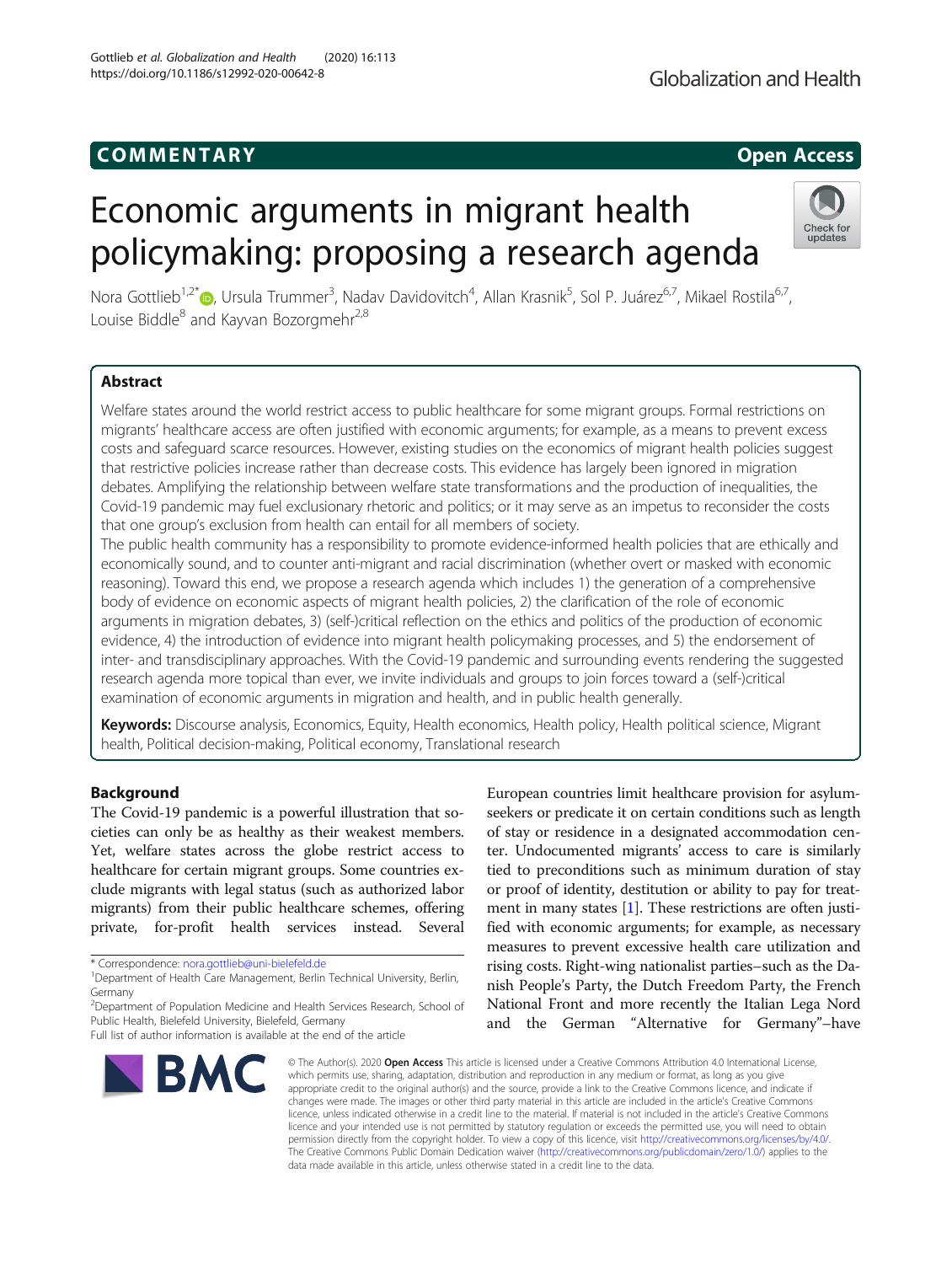COMMENTARY

Open Access

# Economic arguments in migrant health policymaking: proposing a research agenda

Nora Gottlieb[1,2*], Ursula Trummer[3], Nadav Davidovitch[4], Allan Krasnik[5], Sol P. Juárez[6,7], Mikael Rostila[6,7], Louise Biddle[8] and Kayvan Bozorgmehr[2,8]

## Abstract

Welfare states around the world restrict access to public healthcare for some migrant groups. Formal restrictions on migrants' healthcare access are often justified with economic arguments; for example, as a means to prevent excess costs and safeguard scarce resources. However, existing studies on the economics of migrant health policies suggest that restrictive policies increase rather than decrease costs. This evidence has largely been ignored in migration debates. Amplifying the relationship between welfare state transformations and the production of inequalities, the Covid-19 pandemic may fuel exclusionary rhetoric and politics; or it may serve as an impetus to reconsider the costs that one group's exclusion from health can entail for all members of society.

The public health community has a responsibility to promote evidence-informed health policies that are ethically and economically sound, and to counter anti-migrant and racial discrimination (whether overt or masked with economic reasoning). Toward this end, we propose a research agenda which includes 1) the generation of a comprehensive body of evidence on economic aspects of migrant health policies, 2) the clarification of the role of economic arguments in migration debates, 3) (self-)critical reflection on the ethics and politics of the production of economic evidence, 4) the introduction of evidence into migrant health policymaking processes, and 5) the endorsement of inter- and transdisciplinary approaches. With the Covid-19 pandemic and surrounding events rendering the suggested research agenda more topical than ever, we invite individuals and groups to join forces toward a (self-)critical examination of economic arguments in migration and health, and in public health generally.

**Keywords:** Discourse analysis, Economics, Equity, Health economics, Health policy, Health political science, Migrant health, Political decision-making, Political economy, Translational research

## Background

The Covid-19 pandemic is a powerful illustration that societies can only be as healthy as their weakest members. Yet, welfare states across the globe restrict access to healthcare for certain migrant groups. Some countries exclude migrants with legal status (such as authorized labor migrants) from their public healthcare schemes, offering private, for-profit health services instead. Several European countries limit healthcare provision for asylum-seekers or predicate it on certain conditions such as length of stay or residence in a designated accommodation center. Undocumented migrants' access to care is similarly tied to preconditions such as minimum duration of stay or proof of identity, destitution or ability to pay for treatment in many states [1]. These restrictions are often justified with economic arguments; for example, as necessary measures to prevent excessive health care utilization and rising costs. Right-wing nationalist parties–such as the Danish People's Party, the Dutch Freedom Party, the French National Front and more recently the Italian Lega Nord and the German "Alternative for Germany"–have

* Correspondence: nora.gottlieb@uni-bielefeld.de

[1] Department of Health Care Management, Berlin Technical University, Berlin, Germany

[2] Department of Population Medicine and Health Services Research, School of Public Health, Bielefeld University, Bielefeld, Germany

Full list of author information is available at the end of the article

© The Author(s). 2020 **Open Access** This article is licensed under a Creative Commons Attribution 4.0 International License, which permits use, sharing, adaptation, distribution and reproduction in any medium or format, as long as you give appropriate credit to the original author(s) and the source, provide a link to the Creative Commons licence, and indicate if changes were made. The images or other third party material in this article are included in the article's Creative Commons licence, unless indicated otherwise in a credit line to the material. If material is not included in the article's Creative Commons licence and your intended use is not permitted by statutory regulation or exceeds the permitted use, you will need to obtain permission directly from the copyright holder. To view a copy of this licence, visit http://creativecommons.org/licenses/by/4.0/. The Creative Commons Public Domain Dedication waiver (http://creativecommons.org/publicdomain/zero/1.0/) applies to the data made available in this article, unless otherwise stated in a credit line to the data.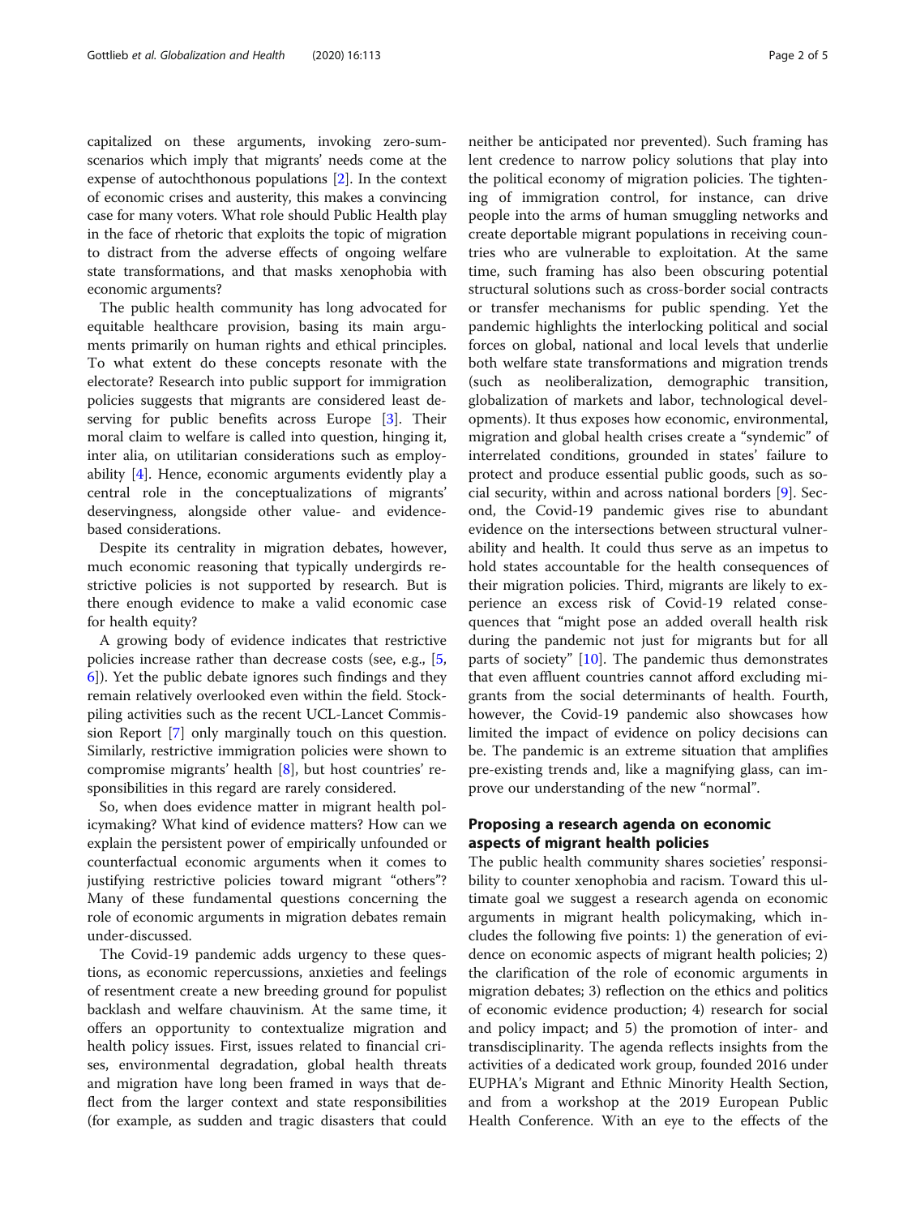capitalized on these arguments, invoking zero-sum-scenarios which imply that migrants' needs come at the expense of autochthonous populations [2]. In the context of economic crises and austerity, this makes a convincing case for many voters. What role should Public Health play in the face of rhetoric that exploits the topic of migration to distract from the adverse effects of ongoing welfare state transformations, and that masks xenophobia with economic arguments?

The public health community has long advocated for equitable healthcare provision, basing its main arguments primarily on human rights and ethical principles. To what extent do these concepts resonate with the electorate? Research into public support for immigration policies suggests that migrants are considered least deserving for public benefits across Europe [3]. Their moral claim to welfare is called into question, hinging it, inter alia, on utilitarian considerations such as employability [4]. Hence, economic arguments evidently play a central role in the conceptualizations of migrants' deservingness, alongside other value- and evidence-based considerations.

Despite its centrality in migration debates, however, much economic reasoning that typically undergirds restrictive policies is not supported by research. But is there enough evidence to make a valid economic case for health equity?

A growing body of evidence indicates that restrictive policies increase rather than decrease costs (see, e.g., [5, 6]). Yet the public debate ignores such findings and they remain relatively overlooked even within the field. Stockpiling activities such as the recent UCL-Lancet Commission Report [7] only marginally touch on this question. Similarly, restrictive immigration policies were shown to compromise migrants' health [8], but host countries' responsibilities in this regard are rarely considered.

So, when does evidence matter in migrant health policymaking? What kind of evidence matters? How can we explain the persistent power of empirically unfounded or counterfactual economic arguments when it comes to justifying restrictive policies toward migrant "others"? Many of these fundamental questions concerning the role of economic arguments in migration debates remain under-discussed.

The Covid-19 pandemic adds urgency to these questions, as economic repercussions, anxieties and feelings of resentment create a new breeding ground for populist backlash and welfare chauvinism. At the same time, it offers an opportunity to contextualize migration and health policy issues. First, issues related to financial crises, environmental degradation, global health threats and migration have long been framed in ways that deflect from the larger context and state responsibilities (for example, as sudden and tragic disasters that could neither be anticipated nor prevented). Such framing has lent credence to narrow policy solutions that play into the political economy of migration policies. The tightening of immigration control, for instance, can drive people into the arms of human smuggling networks and create deportable migrant populations in receiving countries who are vulnerable to exploitation. At the same time, such framing has also been obscuring potential structural solutions such as cross-border social contracts or transfer mechanisms for public spending. Yet the pandemic highlights the interlocking political and social forces on global, national and local levels that underlie both welfare state transformations and migration trends (such as neoliberalization, demographic transition, globalization of markets and labor, technological developments). It thus exposes how economic, environmental, migration and global health crises create a "syndemic" of interrelated conditions, grounded in states' failure to protect and produce essential public goods, such as social security, within and across national borders [9]. Second, the Covid-19 pandemic gives rise to abundant evidence on the intersections between structural vulnerability and health. It could thus serve as an impetus to hold states accountable for the health consequences of their migration policies. Third, migrants are likely to experience an excess risk of Covid-19 related consequences that "might pose an added overall health risk during the pandemic not just for migrants but for all parts of society" [10]. The pandemic thus demonstrates that even affluent countries cannot afford excluding migrants from the social determinants of health. Fourth, however, the Covid-19 pandemic also showcases how limited the impact of evidence on policy decisions can be. The pandemic is an extreme situation that amplifies pre-existing trends and, like a magnifying glass, can improve our understanding of the new "normal".

## Proposing a research agenda on economic aspects of migrant health policies

The public health community shares societies' responsibility to counter xenophobia and racism. Toward this ultimate goal we suggest a research agenda on economic arguments in migrant health policymaking, which includes the following five points: 1) the generation of evidence on economic aspects of migrant health policies; 2) the clarification of the role of economic arguments in migration debates; 3) reflection on the ethics and politics of economic evidence production; 4) research for social and policy impact; and 5) the promotion of inter- and transdisciplinarity. The agenda reflects insights from the activities of a dedicated work group, founded 2016 under EUPHA's Migrant and Ethnic Minority Health Section, and from a workshop at the 2019 European Public Health Conference. With an eye to the effects of the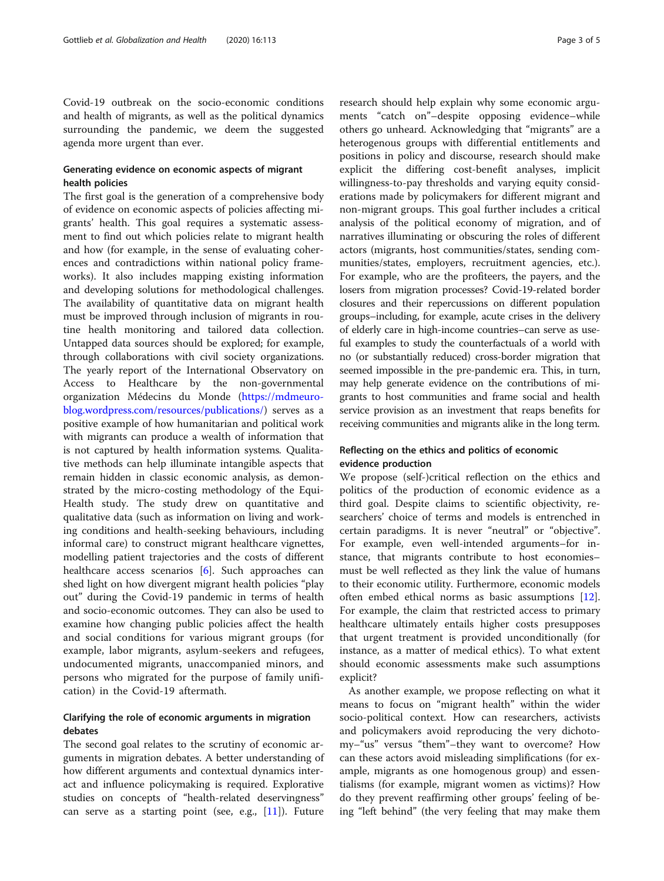Covid-19 outbreak on the socio-economic conditions and health of migrants, as well as the political dynamics surrounding the pandemic, we deem the suggested agenda more urgent than ever.

### Generating evidence on economic aspects of migrant health policies

The first goal is the generation of a comprehensive body of evidence on economic aspects of policies affecting migrants' health. This goal requires a systematic assessment to find out which policies relate to migrant health and how (for example, in the sense of evaluating coherences and contradictions within national policy frameworks). It also includes mapping existing information and developing solutions for methodological challenges. The availability of quantitative data on migrant health must be improved through inclusion of migrants in routine health monitoring and tailored data collection. Untapped data sources should be explored; for example, through collaborations with civil society organizations. The yearly report of the International Observatory on Access to Healthcare by the non-governmental organization Médecins du Monde (https://mdmeuroblog.wordpress.com/resources/publications/) serves as a positive example of how humanitarian and political work with migrants can produce a wealth of information that is not captured by health information systems. Qualitative methods can help illuminate intangible aspects that remain hidden in classic economic analysis, as demonstrated by the micro-costing methodology of the Equi-Health study. The study drew on quantitative and qualitative data (such as information on living and working conditions and health-seeking behaviours, including informal care) to construct migrant healthcare vignettes, modelling patient trajectories and the costs of different healthcare access scenarios [6]. Such approaches can shed light on how divergent migrant health policies "play out" during the Covid-19 pandemic in terms of health and socio-economic outcomes. They can also be used to examine how changing public policies affect the health and social conditions for various migrant groups (for example, labor migrants, asylum-seekers and refugees, undocumented migrants, unaccompanied minors, and persons who migrated for the purpose of family unification) in the Covid-19 aftermath.

### Clarifying the role of economic arguments in migration debates

The second goal relates to the scrutiny of economic arguments in migration debates. A better understanding of how different arguments and contextual dynamics interact and influence policymaking is required. Explorative studies on concepts of "health-related deservingness" can serve as a starting point (see, e.g., [11]). Future research should help explain why some economic arguments "catch on"–despite opposing evidence–while others go unheard. Acknowledging that "migrants" are a heterogenous groups with differential entitlements and positions in policy and discourse, research should make explicit the differing cost-benefit analyses, implicit willingness-to-pay thresholds and varying equity considerations made by policymakers for different migrant and non-migrant groups. This goal further includes a critical analysis of the political economy of migration, and of narratives illuminating or obscuring the roles of different actors (migrants, host communities/states, sending communities/states, employers, recruitment agencies, etc.). For example, who are the profiteers, the payers, and the losers from migration processes? Covid-19-related border closures and their repercussions on different population groups–including, for example, acute crises in the delivery of elderly care in high-income countries–can serve as useful examples to study the counterfactuals of a world with no (or substantially reduced) cross-border migration that seemed impossible in the pre-pandemic era. This, in turn, may help generate evidence on the contributions of migrants to host communities and frame social and health service provision as an investment that reaps benefits for receiving communities and migrants alike in the long term.

### Reflecting on the ethics and politics of economic evidence production

We propose (self-)critical reflection on the ethics and politics of the production of economic evidence as a third goal. Despite claims to scientific objectivity, researchers' choice of terms and models is entrenched in certain paradigms. It is never "neutral" or "objective". For example, even well-intended arguments–for instance, that migrants contribute to host economies–must be well reflected as they link the value of humans to their economic utility. Furthermore, economic models often embed ethical norms as basic assumptions [12]. For example, the claim that restricted access to primary healthcare ultimately entails higher costs presupposes that urgent treatment is provided unconditionally (for instance, as a matter of medical ethics). To what extent should economic assessments make such assumptions explicit?

As another example, we propose reflecting on what it means to focus on "migrant health" within the wider socio-political context. How can researchers, activists and policymakers avoid reproducing the very dichotomy–"us" versus "them"–they want to overcome? How can these actors avoid misleading simplifications (for example, migrants as one homogenous group) and essentialisms (for example, migrant women as victims)? How do they prevent reaffirming other groups' feeling of being "left behind" (the very feeling that may make them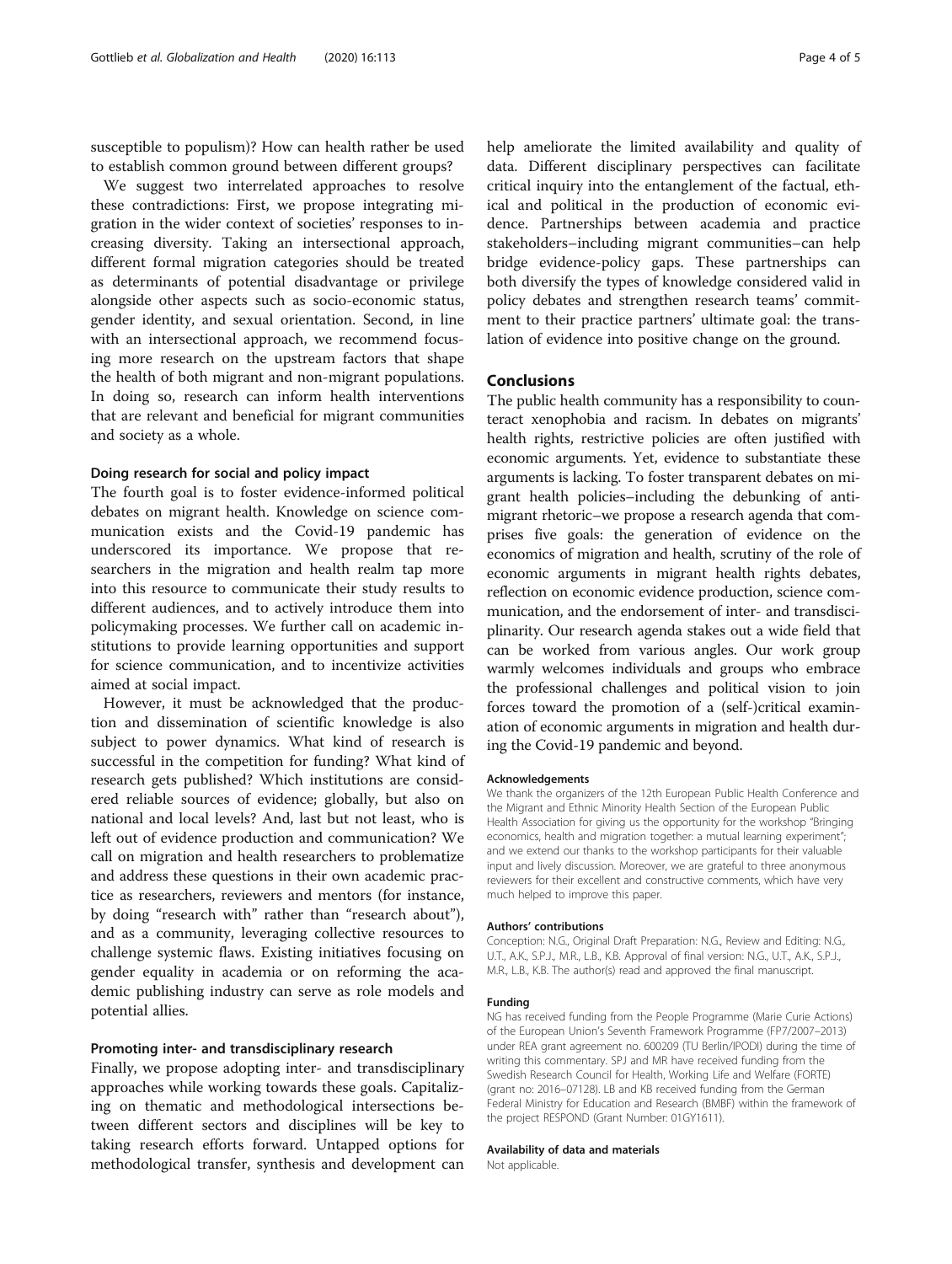susceptible to populism)? How can health rather be used to establish common ground between different groups?

We suggest two interrelated approaches to resolve these contradictions: First, we propose integrating migration in the wider context of societies' responses to increasing diversity. Taking an intersectional approach, different formal migration categories should be treated as determinants of potential disadvantage or privilege alongside other aspects such as socio-economic status, gender identity, and sexual orientation. Second, in line with an intersectional approach, we recommend focusing more research on the upstream factors that shape the health of both migrant and non-migrant populations. In doing so, research can inform health interventions that are relevant and beneficial for migrant communities and society as a whole.

### Doing research for social and policy impact

The fourth goal is to foster evidence-informed political debates on migrant health. Knowledge on science communication exists and the Covid-19 pandemic has underscored its importance. We propose that researchers in the migration and health realm tap more into this resource to communicate their study results to different audiences, and to actively introduce them into policymaking processes. We further call on academic institutions to provide learning opportunities and support for science communication, and to incentivize activities aimed at social impact.

However, it must be acknowledged that the production and dissemination of scientific knowledge is also subject to power dynamics. What kind of research is successful in the competition for funding? What kind of research gets published? Which institutions are considered reliable sources of evidence; globally, but also on national and local levels? And, last but not least, who is left out of evidence production and communication? We call on migration and health researchers to problematize and address these questions in their own academic practice as researchers, reviewers and mentors (for instance, by doing "research with" rather than "research about"), and as a community, leveraging collective resources to challenge systemic flaws. Existing initiatives focusing on gender equality in academia or on reforming the academic publishing industry can serve as role models and potential allies.

### Promoting inter- and transdisciplinary research

Finally, we propose adopting inter- and transdisciplinary approaches while working towards these goals. Capitalizing on thematic and methodological intersections between different sectors and disciplines will be key to taking research efforts forward. Untapped options for methodological transfer, synthesis and development can help ameliorate the limited availability and quality of data. Different disciplinary perspectives can facilitate critical inquiry into the entanglement of the factual, ethical and political in the production of economic evidence. Partnerships between academia and practice stakeholders–including migrant communities–can help bridge evidence-policy gaps. These partnerships can both diversify the types of knowledge considered valid in policy debates and strengthen research teams' commitment to their practice partners' ultimate goal: the translation of evidence into positive change on the ground.

## Conclusions

The public health community has a responsibility to counteract xenophobia and racism. In debates on migrants' health rights, restrictive policies are often justified with economic arguments. Yet, evidence to substantiate these arguments is lacking. To foster transparent debates on migrant health policies–including the debunking of anti-migrant rhetoric–we propose a research agenda that comprises five goals: the generation of evidence on the economics of migration and health, scrutiny of the role of economic arguments in migrant health rights debates, reflection on economic evidence production, science communication, and the endorsement of inter- and transdisciplinarity. Our research agenda stakes out a wide field that can be worked from various angles. Our work group warmly welcomes individuals and groups who embrace the professional challenges and political vision to join forces toward the promotion of a (self-)critical examination of economic arguments in migration and health during the Covid-19 pandemic and beyond.

#### Acknowledgements

We thank the organizers of the 12th European Public Health Conference and the Migrant and Ethnic Minority Health Section of the European Public Health Association for giving us the opportunity for the workshop "Bringing economics, health and migration together: a mutual learning experiment"; and we extend our thanks to the workshop participants for their valuable input and lively discussion. Moreover, we are grateful to three anonymous reviewers for their excellent and constructive comments, which have very much helped to improve this paper.

#### Authors' contributions

Conception: N.G., Original Draft Preparation: N.G., Review and Editing: N.G., U.T., A.K., S.P.J., M.R., L.B., K.B. Approval of final version: N.G., U.T., A.K., S.P.J., M.R., L.B., K.B. The author(s) read and approved the final manuscript.

#### Funding

NG has received funding from the People Programme (Marie Curie Actions) of the European Union's Seventh Framework Programme (FP7/2007–2013) under REA grant agreement no. 600209 (TU Berlin/IPODI) during the time of writing this commentary. SPJ and MR have received funding from the Swedish Research Council for Health, Working Life and Welfare (FORTE) (grant no: 2016–07128). LB and KB received funding from the German Federal Ministry for Education and Research (BMBF) within the framework of the project RESPOND (Grant Number: 01GY1611).

#### Availability of data and materials

Not applicable.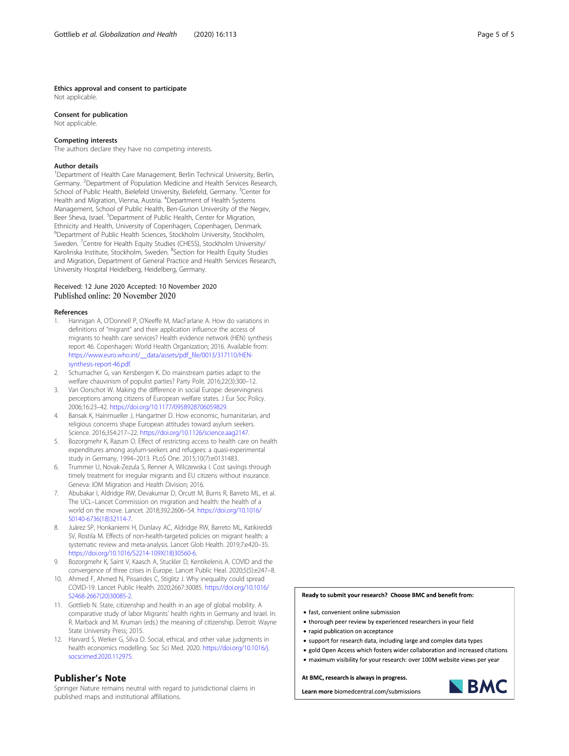### Ethics approval and consent to participate

Not applicable.

### Consent for publication

Not applicable.

### Competing interests

The authors declare they have no competing interests.

### Author details

[1]Department of Health Care Management, Berlin Technical University, Berlin, Germany. [2]Department of Population Medicine and Health Services Research, School of Public Health, Bielefeld University, Bielefeld, Germany. [3]Center for Health and Migration, Vienna, Austria. [4]Department of Health Systems Management, School of Public Health, Ben-Gurion University of the Negev, Beer Sheva, Israel. [5]Department of Public Health, Center for Migration, Ethnicity and Health, University of Copenhagen, Copenhagen, Denmark. [6]Department of Public Health Sciences, Stockholm University, Stockholm, Sweden. [7]Centre for Health Equity Studies (CHESS), Stockholm University/Karolinska Institute, Stockholm, Sweden. [8]Section for Health Equity Studies and Migration, Department of General Practice and Health Services Research, University Hospital Heidelberg, Heidelberg, Germany.

Received: 12 June 2020 Accepted: 10 November 2020
Published online: 20 November 2020

### References

1. Hannigan A, O'Donnell P, O'Keeffe M, MacFarlane A. How do variations in definitions of "migrant" and their application influence the access of migrants to health care services? Health evidence network (HEN) synthesis report 46. Copenhagen: World Health Organization; 2016. Available from: https://www.euro.who.int/__data/assets/pdf_file/0013/317110/HEN-synthesis-report-46.pdf.
2. Schumacher G, van Kersbergen K. Do mainstream parties adapt to the welfare chauvinism of populist parties? Party Polit. 2016;22(3):300–12.
3. Van Oorschot W. Making the difference in social Europe: deservingness perceptions among citizens of European welfare states. J Eur Soc Policy. 2006;16:23–42. https://doi.org/10.1177/0958928706059829.
4. Bansak K, Hainmueller J, Hangartner D. How economic, humanitarian, and religious concerns shape European attitudes toward asylum seekers. Science. 2016;354:217–22. https://doi.org/10.1126/science.aag2147.
5. Bozorgmehr K, Razum O. Effect of restricting access to health care on health expenditures among asylum-seekers and refugees: a quasi-experimental study in Germany, 1994–2013. PLoS One. 2015;10(7):e0131483.
6. Trummer U, Novak-Zezula S, Renner A, Wilczewska I. Cost savings through timely treatment for irregular migrants and EU citizens without insurance. Geneva: IOM Migration and Health Division; 2016.
7. Abubakar I, Aldridge RW, Devakumar D, Orcutt M, Burns R, Barreto ML, et al. The UCL–Lancet Commission on migration and health: the health of a world on the move. Lancet. 2018;392:2606–54. https://doi.org/10.1016/S0140-6736(18)32114-7.
8. Juárez SP, Honkaniemi H, Dunlavy AC, Aldridge RW, Barreto ML, Katikireddi SV, Rostila M. Effects of non-health-targeted policies on migrant health: a systematic review and meta-analysis. Lancet Glob Health. 2019;7:e420–35. https://doi.org/10.1016/S2214-109X(18)30560-6.
9. Bozorgmehr K, Saint V, Kaasch A, Stuckler D, Kentikelenis A. COVID and the convergence of three crises in Europe. Lancet Public Heal. 2020;5(5):e247–8.
10. Ahmed F, Ahmed N, Pissarides C, Stiglitz J. Why inequality could spread COVID-19. Lancet Public Health. 2020;2667:30085. https://doi.org/10.1016/S2468-2667(20)30085-2.
11. Gottlieb N. State, citizenship and health in an age of global mobility. A comparative study of labor Migrants' health rights in Germany and Israel. In: R. Marback and M. Kruman (eds.) the meaning of citizenship. Detroit: Wayne State University Press; 2015.
12. Harvard S, Werker G, Silva D. Social, ethical, and other value judgments in health economics modelling. Soc Sci Med. 2020. https://doi.org/10.1016/j.socscimed.2020.112975.

## Publisher's Note

Springer Nature remains neutral with regard to jurisdictional claims in published maps and institutional affiliations.

**Ready to submit your research? Choose BMC and benefit from:**

- fast, convenient online submission
- thorough peer review by experienced researchers in your field
- rapid publication on acceptance
- support for research data, including large and complex data types
- gold Open Access which fosters wider collaboration and increased citations
- maximum visibility for your research: over 100M website views per year

**At BMC, research is always in progress.**

**Learn more** biomedcentral.com/submissions

BMC